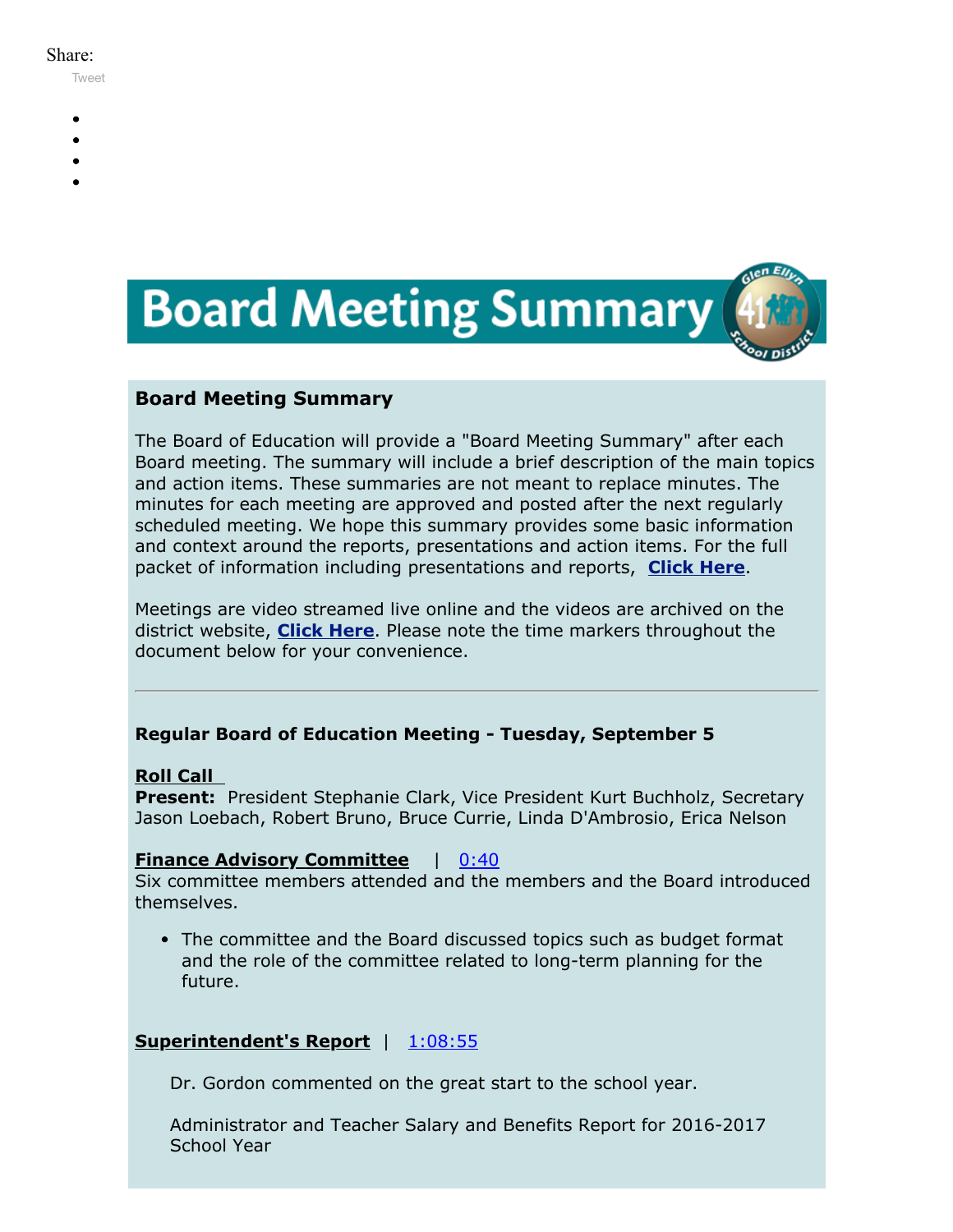Share:

Tweet

# Board Meeting Summary

## Board Meeting Summary

The Board of Education will provide a "Board Meeting Summary" after each Board meeting. The summary will include a brief description of the main topics and action items. These summaries are not meant to replace minutes. The minutes for each meeting are approved and posted after the next regularly scheduled meeting. We hope this summary provides some basic information and context around the reports, presentations and action items. For the full packet of information including presentations and reports, **Click Here**.

Meetings are video streamed live online and the videos are archived on the district website, **Click Here**. Please note the time markers throughout the document below for your convenience.

---

### Regular Board of Education Meeting - Tuesday, September 5

**Roll Call**
**Present:** President Stephanie Clark, Vice President Kurt Buchholz, Secretary Jason Loebach, Robert Bruno, Bruce Currie, Linda D'Ambrosio, Erica Nelson

**Finance Advisory Committee** | 0:40
Six committee members attended and the members and the Board introduced themselves.

- The committee and the Board discussed topics such as budget format and the role of the committee related to long-term planning for the future.

**Superintendent's Report** | 1:08:55

Dr. Gordon commented on the great start to the school year.

Administrator and Teacher Salary and Benefits Report for 2016-2017 School Year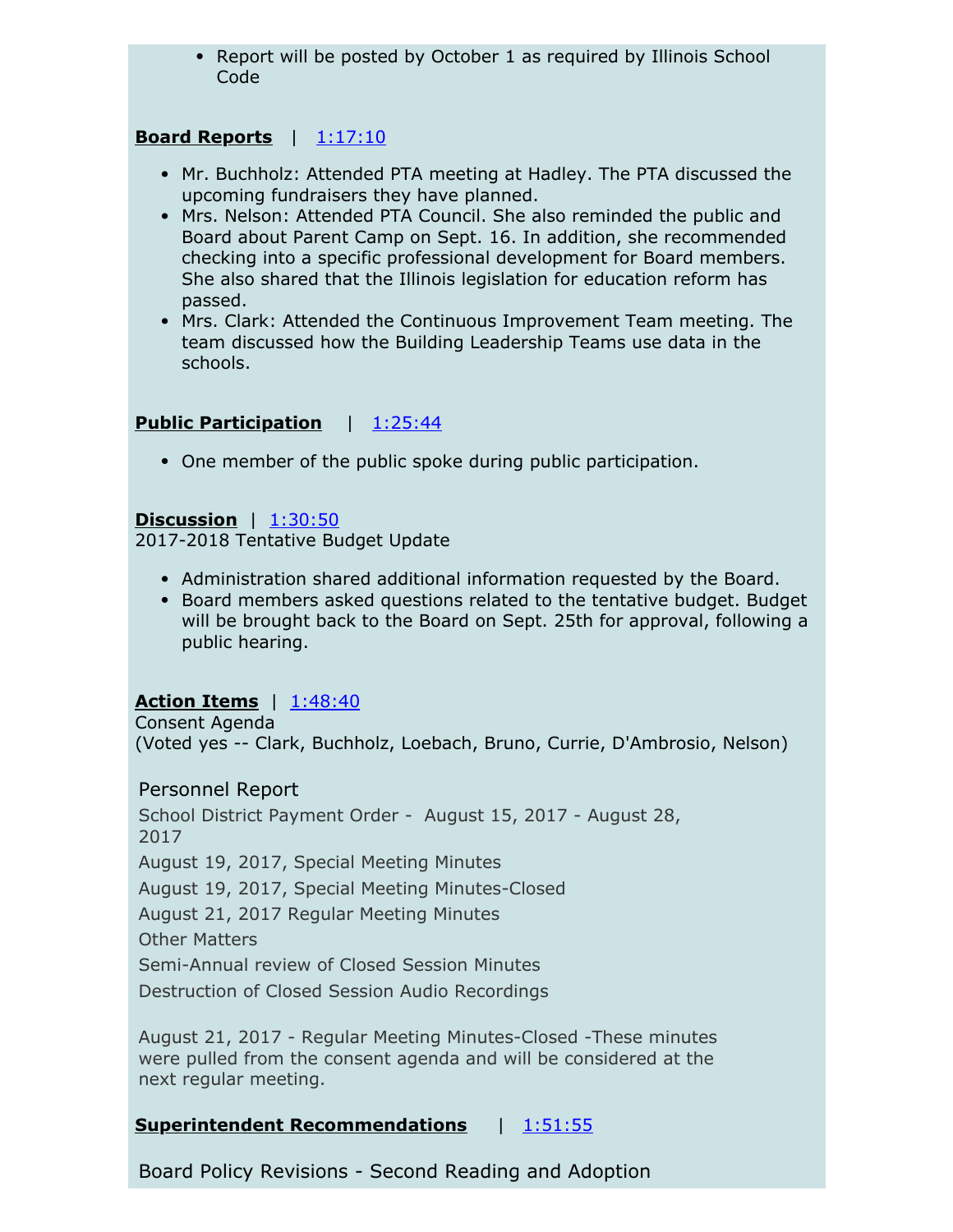- Report will be posted by October 1 as required by Illinois School Code

**Board Reports** | 1:17:10

- Mr. Buchholz: Attended PTA meeting at Hadley. The PTA discussed the upcoming fundraisers they have planned.
- Mrs. Nelson: Attended PTA Council. She also reminded the public and Board about Parent Camp on Sept. 16. In addition, she recommended checking into a specific professional development for Board members. She also shared that the Illinois legislation for education reform has passed.
- Mrs. Clark: Attended the Continuous Improvement Team meeting. The team discussed how the Building Leadership Teams use data in the schools.

**Public Participation** | 1:25:44

- One member of the public spoke during public participation.

**Discussion** | 1:30:50
2017-2018 Tentative Budget Update

- Administration shared additional information requested by the Board.
- Board members asked questions related to the tentative budget. Budget will be brought back to the Board on Sept. 25th for approval, following a public hearing.

**Action Items** | 1:48:40
Consent Agenda
(Voted yes -- Clark, Buchholz, Loebach, Bruno, Currie, D'Ambrosio, Nelson)

Personnel Report

School District Payment Order - August 15, 2017 - August 28, 2017

August 19, 2017, Special Meeting Minutes

August 19, 2017, Special Meeting Minutes-Closed

August 21, 2017 Regular Meeting Minutes

Other Matters

Semi-Annual review of Closed Session Minutes

Destruction of Closed Session Audio Recordings

August 21, 2017 - Regular Meeting Minutes-Closed -These minutes were pulled from the consent agenda and will be considered at the next regular meeting.

**Superintendent Recommendations** | 1:51:55

Board Policy Revisions - Second Reading and Adoption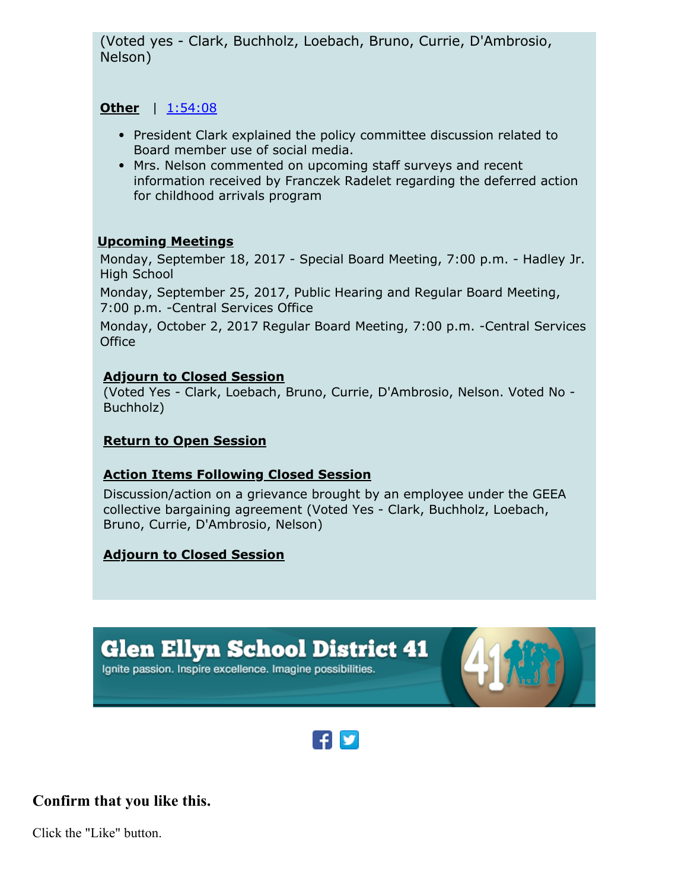(Voted yes - Clark, Buchholz, Loebach, Bruno, Currie, D'Ambrosio, Nelson)

**Other** | 1:54:08

- President Clark explained the policy committee discussion related to Board member use of social media.
- Mrs. Nelson commented on upcoming staff surveys and recent information received by Franczek Radelet regarding the deferred action for childhood arrivals program

**Upcoming Meetings**

Monday, September 18, 2017 - Special Board Meeting, 7:00 p.m. - Hadley Jr. High School

Monday, September 25, 2017, Public Hearing and Regular Board Meeting, 7:00 p.m. -Central Services Office

Monday, October 2, 2017 Regular Board Meeting, 7:00 p.m. -Central Services Office

**Adjourn to Closed Session**

(Voted Yes - Clark, Loebach, Bruno, Currie, D'Ambrosio, Nelson. Voted No - Buchholz)

**Return to Open Session**

**Action Items Following Closed Session**

Discussion/action on a grievance brought by an employee under the GEEA collective bargaining agreement (Voted Yes - Clark, Buchholz, Loebach, Bruno, Currie, D'Ambrosio, Nelson)

**Adjourn to Closed Session**

Glen Ellyn School District 41

Ignite passion. Inspire excellence. Imagine possibilities.

### Confirm that you like this.

Click the "Like" button.